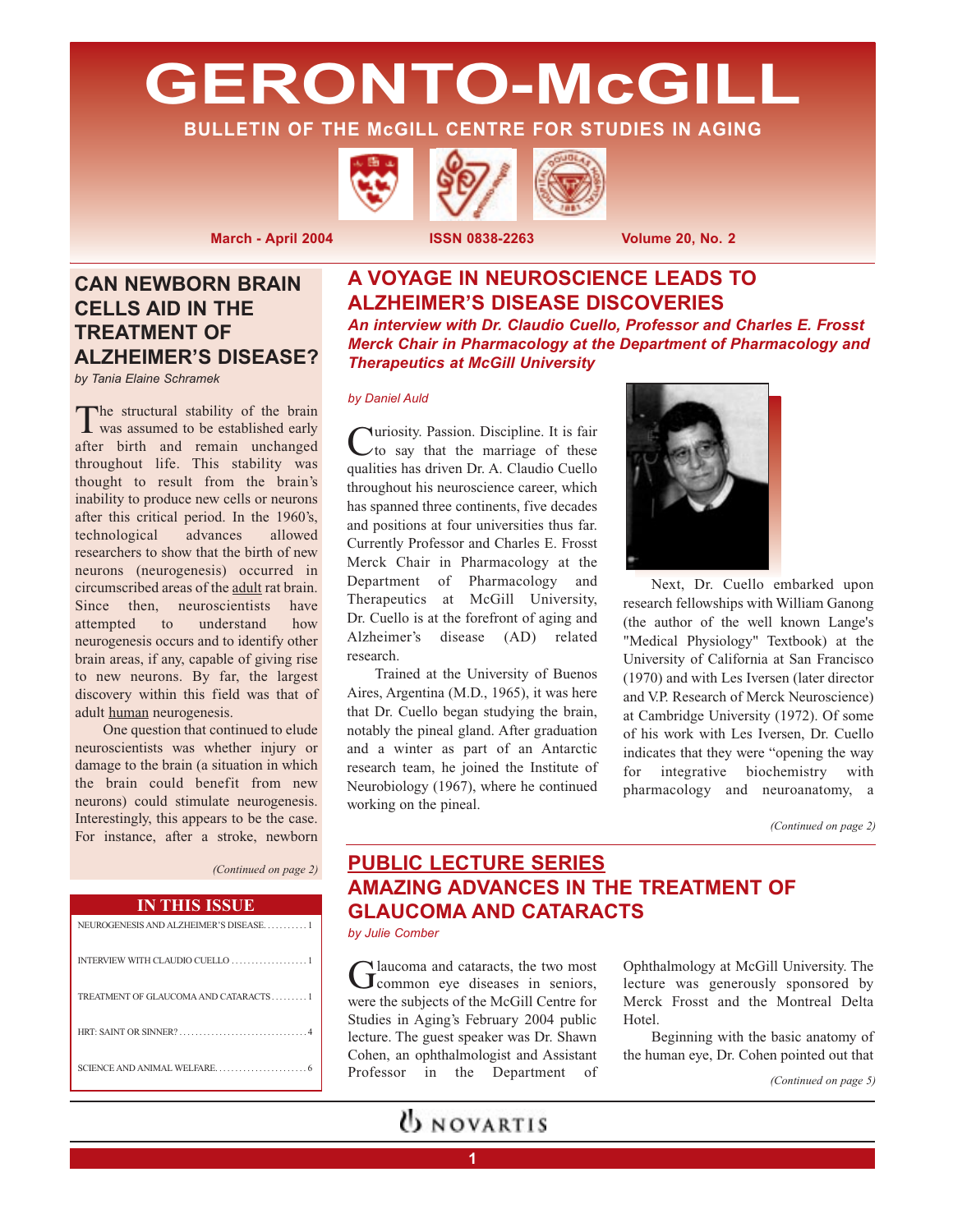# GERONTO-McGILL

**BULLETIN OF THE McGILL CENTRE FOR STUDIES IN AGING**

**March - April 2004** | **ISSN 0838-2263** | **Volume 20, No. 2**

## CAN NEWBORN BRAIN CELLS AID IN THE TREATMENT OF ALZHEIMER'S DISEASE?

*by Tania Elaine Schramek*

The structural stability of the brain was assumed to be established early after birth and remain unchanged throughout life. This stability was thought to result from the brain's inability to produce new cells or neurons after this critical period. In the 1960's, technological advances allowed researchers to show that the birth of new neurons (neurogenesis) occurred in circumscribed areas of the adult rat brain. Since then, neuroscientists have attempted to understand how neurogenesis occurs and to identify other brain areas, if any, capable of giving rise to new neurons. By far, the largest discovery within this field was that of adult human neurogenesis.

One question that continued to elude neuroscientists was whether injury or damage to the brain (a situation in which the brain could benefit from new neurons) could stimulate neurogenesis. Interestingly, this appears to be the case. For instance, after a stroke, newborn

*(Continued on page 2)*

### IN THIS ISSUE

| | |
|---|---|
| NEUROGENESIS AND ALZHEIMER'S DISEASE | 1 |
| INTERVIEW WITH CLAUDIO CUELLO | 1 |
| TREATMENT OF GLAUCOMA AND CATARACTS | 1 |
| HRT: SAINT OR SINNER? | 4 |
| SCIENCE AND ANIMAL WELFARE | 6 |

## A VOYAGE IN NEUROSCIENCE LEADS TO ALZHEIMER'S DISEASE DISCOVERIES

***An interview with Dr. Claudio Cuello, Professor and Charles E. Frosst Merck Chair in Pharmacology at the Department of Pharmacology and Therapeutics at McGill University***

*by Daniel Auld*

Curiosity. Passion. Discipline. It is fair to say that the marriage of these qualities has driven Dr. A. Claudio Cuello throughout his neuroscience career, which has spanned three continents, five decades and positions at four universities thus far. Currently Professor and Charles E. Frosst Merck Chair in Pharmacology at the Department of Pharmacology and Therapeutics at McGill University, Dr. Cuello is at the forefront of aging and Alzheimer's disease (AD) related research.

Trained at the University of Buenos Aires, Argentina (M.D., 1965), it was here that Dr. Cuello began studying the brain, notably the pineal gland. After graduation and a winter as part of an Antarctic research team, he joined the Institute of Neurobiology (1967), where he continued working on the pineal.

Next, Dr. Cuello embarked upon research fellowships with William Ganong (the author of the well known Lange's "Medical Physiology" Textbook) at the University of California at San Francisco (1970) and with Les Iversen (later director and V.P. Research of Merck Neuroscience) at Cambridge University (1972). Of some of his work with Les Iversen, Dr. Cuello indicates that they were "opening the way for integrative biochemistry with pharmacology and neuroanatomy, a

*(Continued on page 2)*

## PUBLIC LECTURE SERIES
## AMAZING ADVANCES IN THE TREATMENT OF GLAUCOMA AND CATARACTS

*by Julie Comber*

Glaucoma and cataracts, the two most common eye diseases in seniors, were the subjects of the McGill Centre for Studies in Aging's February 2004 public lecture. The guest speaker was Dr. Shawn Cohen, an ophthalmologist and Assistant Professor in the Department of Ophthalmology at McGill University. The lecture was generously sponsored by Merck Frosst and the Montreal Delta Hotel.

Beginning with the basic anatomy of the human eye, Dr. Cohen pointed out that

*(Continued on page 5)*

NOVARTIS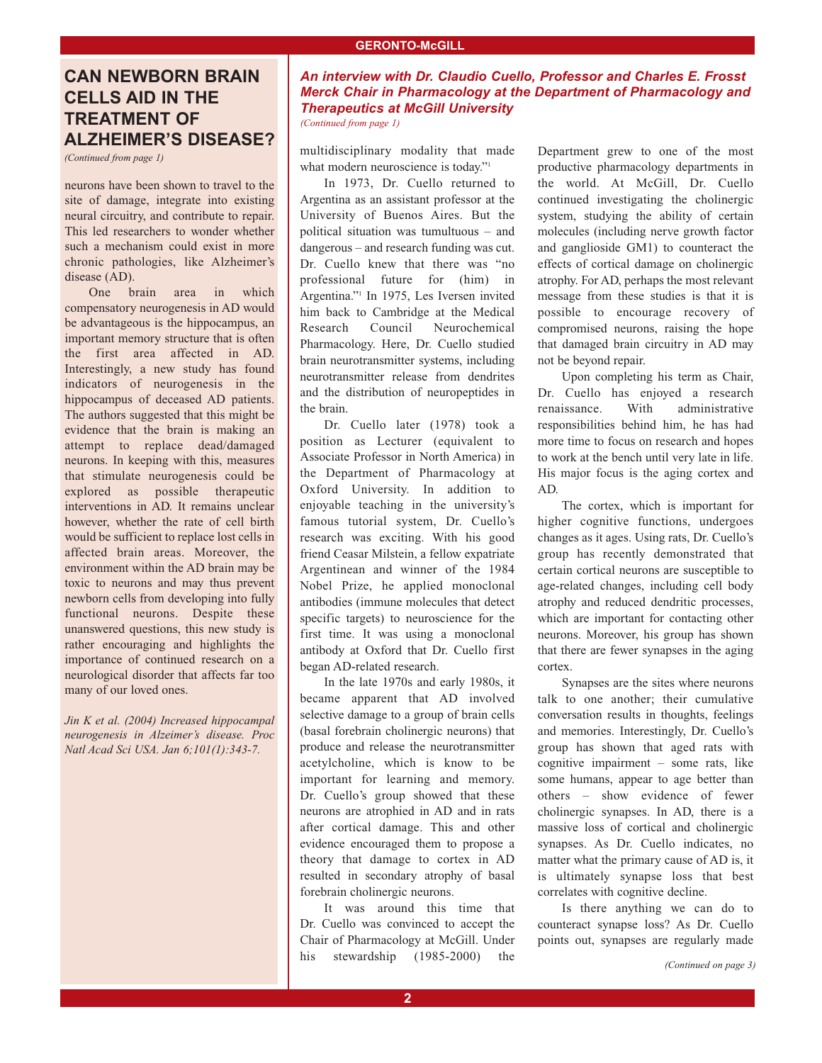## CAN NEWBORN BRAIN CELLS AID IN THE TREATMENT OF ALZHEIMER'S DISEASE?

*(Continued from page 1)*

neurons have been shown to travel to the site of damage, integrate into existing neural circuitry, and contribute to repair. This led researchers to wonder whether such a mechanism could exist in more chronic pathologies, like Alzheimer's disease (AD).

One brain area in which compensatory neurogenesis in AD would be advantageous is the hippocampus, an important memory structure that is often the first area affected in AD. Interestingly, a new study has found indicators of neurogenesis in the hippocampus of deceased AD patients. The authors suggested that this might be evidence that the brain is making an attempt to replace dead/damaged neurons. In keeping with this, measures that stimulate neurogenesis could be explored as possible therapeutic interventions in AD. It remains unclear however, whether the rate of cell birth would be sufficient to replace lost cells in affected brain areas. Moreover, the environment within the AD brain may be toxic to neurons and may thus prevent newborn cells from developing into fully functional neurons. Despite these unanswered questions, this new study is rather encouraging and highlights the importance of continued research on a neurological disorder that affects far too many of our loved ones.

*Jin K et al. (2004) Increased hippocampal neurogenesis in Alzeimer's disease. Proc Natl Acad Sci USA. Jan 6;101(1):343-7.*

## *An interview with Dr. Claudio Cuello, Professor and Charles E. Frosst Merck Chair in Pharmacology at the Department of Pharmacology and Therapeutics at McGill University*

*(Continued from page 1)*

multidisciplinary modality that made what modern neuroscience is today."[1]

In 1973, Dr. Cuello returned to Argentina as an assistant professor at the University of Buenos Aires. But the political situation was tumultuous – and dangerous – and research funding was cut. Dr. Cuello knew that there was "no professional future for (him) in Argentina."[1] In 1975, Les Iversen invited him back to Cambridge at the Medical Research Council Neurochemical Pharmacology. Here, Dr. Cuello studied brain neurotransmitter systems, including neurotransmitter release from dendrites and the distribution of neuropeptides in the brain.

Dr. Cuello later (1978) took a position as Lecturer (equivalent to Associate Professor in North America) in the Department of Pharmacology at Oxford University. In addition to enjoyable teaching in the university's famous tutorial system, Dr. Cuello's research was exciting. With his good friend Ceasar Milstein, a fellow expatriate Argentinean and winner of the 1984 Nobel Prize, he applied monoclonal antibodies (immune molecules that detect specific targets) to neuroscience for the first time. It was using a monoclonal antibody at Oxford that Dr. Cuello first began AD-related research.

In the late 1970s and early 1980s, it became apparent that AD involved selective damage to a group of brain cells (basal forebrain cholinergic neurons) that produce and release the neurotransmitter acetylcholine, which is know to be important for learning and memory. Dr. Cuello's group showed that these neurons are atrophied in AD and in rats after cortical damage. This and other evidence encouraged them to propose a theory that damage to cortex in AD resulted in secondary atrophy of basal forebrain cholinergic neurons.

It was around this time that Dr. Cuello was convinced to accept the Chair of Pharmacology at McGill. Under his stewardship (1985-2000) the Department grew to one of the most productive pharmacology departments in the world. At McGill, Dr. Cuello continued investigating the cholinergic system, studying the ability of certain molecules (including nerve growth factor and ganglioside GM1) to counteract the effects of cortical damage on cholinergic atrophy. For AD, perhaps the most relevant message from these studies is that it is possible to encourage recovery of compromised neurons, raising the hope that damaged brain circuitry in AD may not be beyond repair.

Upon completing his term as Chair, Dr. Cuello has enjoyed a research renaissance. With administrative responsibilities behind him, he has had more time to focus on research and hopes to work at the bench until very late in life. His major focus is the aging cortex and AD.

The cortex, which is important for higher cognitive functions, undergoes changes as it ages. Using rats, Dr. Cuello's group has recently demonstrated that certain cortical neurons are susceptible to age-related changes, including cell body atrophy and reduced dendritic processes, which are important for contacting other neurons. Moreover, his group has shown that there are fewer synapses in the aging cortex.

Synapses are the sites where neurons talk to one another; their cumulative conversation results in thoughts, feelings and memories. Interestingly, Dr. Cuello's group has shown that aged rats with cognitive impairment – some rats, like some humans, appear to age better than others – show evidence of fewer cholinergic synapses. In AD, there is a massive loss of cortical and cholinergic synapses. As Dr. Cuello indicates, no matter what the primary cause of AD is, it is ultimately synapse loss that best correlates with cognitive decline.

Is there anything we can do to counteract synapse loss? As Dr. Cuello points out, synapses are regularly made

*(Continued on page 3)*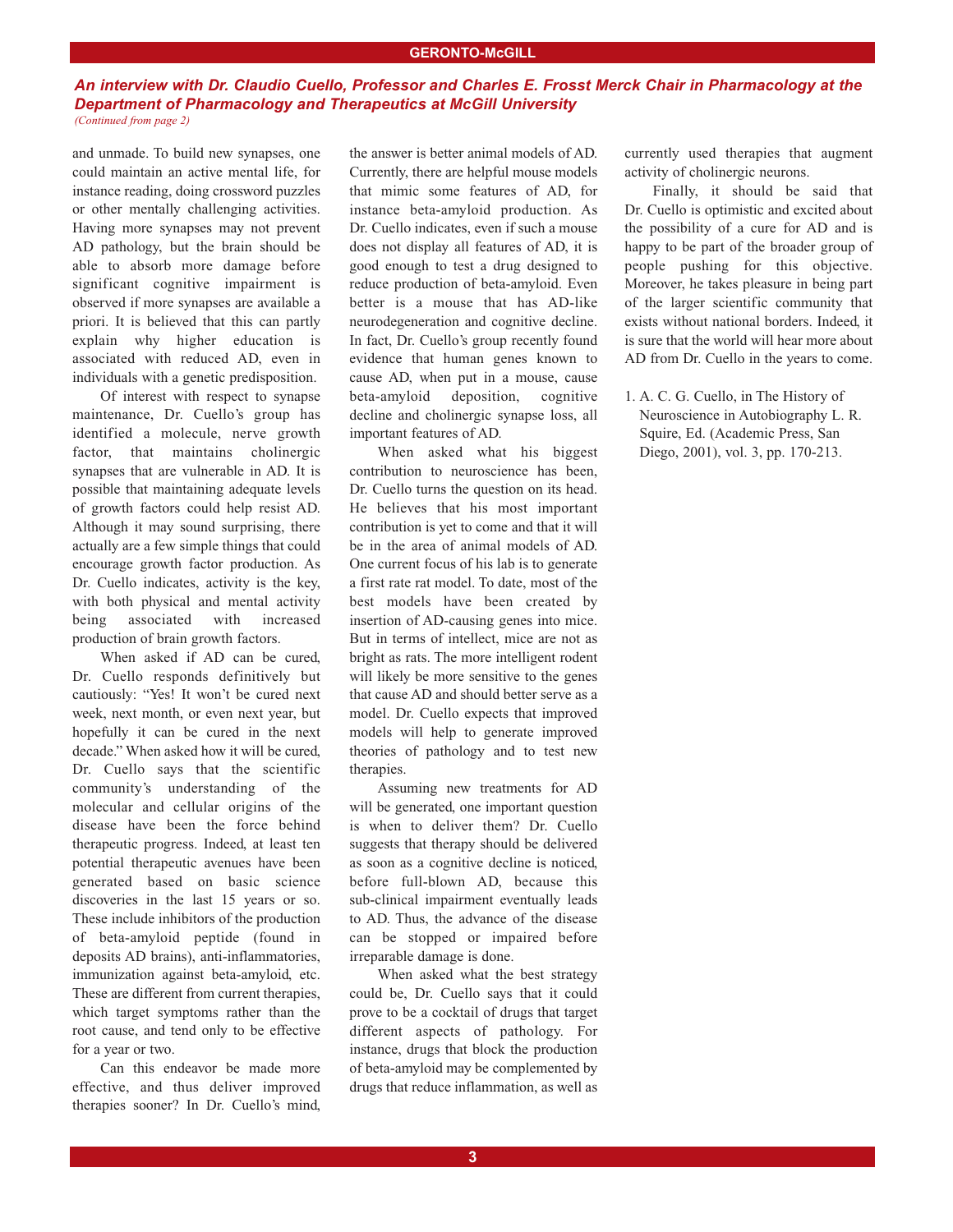## An interview with Dr. Claudio Cuello, Professor and Charles E. Frosst Merck Chair in Pharmacology at the Department of Pharmacology and Therapeutics at McGill University

*(Continued from page 2)*

and unmade. To build new synapses, one could maintain an active mental life, for instance reading, doing crossword puzzles or other mentally challenging activities. Having more synapses may not prevent AD pathology, but the brain should be able to absorb more damage before significant cognitive impairment is observed if more synapses are available a priori. It is believed that this can partly explain why higher education is associated with reduced AD, even in individuals with a genetic predisposition.

Of interest with respect to synapse maintenance, Dr. Cuello's group has identified a molecule, nerve growth factor, that maintains cholinergic synapses that are vulnerable in AD. It is possible that maintaining adequate levels of growth factors could help resist AD. Although it may sound surprising, there actually are a few simple things that could encourage growth factor production. As Dr. Cuello indicates, activity is the key, with both physical and mental activity being associated with increased production of brain growth factors.

When asked if AD can be cured, Dr. Cuello responds definitively but cautiously: "Yes! It won't be cured next week, next month, or even next year, but hopefully it can be cured in the next decade." When asked how it will be cured, Dr. Cuello says that the scientific community's understanding of the molecular and cellular origins of the disease have been the force behind therapeutic progress. Indeed, at least ten potential therapeutic avenues have been generated based on basic science discoveries in the last 15 years or so. These include inhibitors of the production of beta-amyloid peptide (found in deposits AD brains), anti-inflammatories, immunization against beta-amyloid, etc. These are different from current therapies, which target symptoms rather than the root cause, and tend only to be effective for a year or two.

Can this endeavor be made more effective, and thus deliver improved therapies sooner? In Dr. Cuello's mind, the answer is better animal models of AD. Currently, there are helpful mouse models that mimic some features of AD, for instance beta-amyloid production. As Dr. Cuello indicates, even if such a mouse does not display all features of AD, it is good enough to test a drug designed to reduce production of beta-amyloid. Even better is a mouse that has AD-like neurodegeneration and cognitive decline. In fact, Dr. Cuello's group recently found evidence that human genes known to cause AD, when put in a mouse, cause beta-amyloid deposition, cognitive decline and cholinergic synapse loss, all important features of AD.

When asked what his biggest contribution to neuroscience has been, Dr. Cuello turns the question on its head. He believes that his most important contribution is yet to come and that it will be in the area of animal models of AD. One current focus of his lab is to generate a first rate rat model. To date, most of the best models have been created by insertion of AD-causing genes into mice. But in terms of intellect, mice are not as bright as rats. The more intelligent rodent will likely be more sensitive to the genes that cause AD and should better serve as a model. Dr. Cuello expects that improved models will help to generate improved theories of pathology and to test new therapies.

Assuming new treatments for AD will be generated, one important question is when to deliver them? Dr. Cuello suggests that therapy should be delivered as soon as a cognitive decline is noticed, before full-blown AD, because this sub-clinical impairment eventually leads to AD. Thus, the advance of the disease can be stopped or impaired before irreparable damage is done.

When asked what the best strategy could be, Dr. Cuello says that it could prove to be a cocktail of drugs that target different aspects of pathology. For instance, drugs that block the production of beta-amyloid may be complemented by drugs that reduce inflammation, as well as currently used therapies that augment activity of cholinergic neurons.

Finally, it should be said that Dr. Cuello is optimistic and excited about the possibility of a cure for AD and is happy to be part of the broader group of people pushing for this objective. Moreover, he takes pleasure in being part of the larger scientific community that exists without national borders. Indeed, it is sure that the world will hear more about AD from Dr. Cuello in the years to come.

1. A. C. G. Cuello, in The History of Neuroscience in Autobiography L. R. Squire, Ed. (Academic Press, San Diego, 2001), vol. 3, pp. 170-213.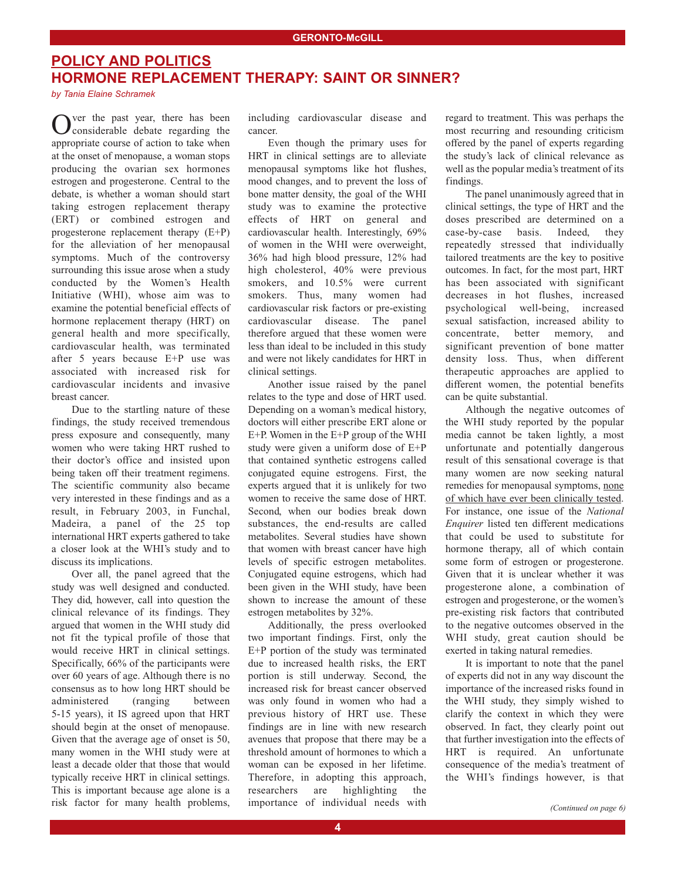## POLICY AND POLITICS

## HORMONE REPLACEMENT THERAPY: SAINT OR SINNER?

*by Tania Elaine Schramek*

Over the past year, there has been considerable debate regarding the appropriate course of action to take when at the onset of menopause, a woman stops producing the ovarian sex hormones estrogen and progesterone. Central to the debate, is whether a woman should start taking estrogen replacement therapy (ERT) or combined estrogen and progesterone replacement therapy (E+P) for the alleviation of her menopausal symptoms. Much of the controversy surrounding this issue arose when a study conducted by the Women's Health Initiative (WHI), whose aim was to examine the potential beneficial effects of hormone replacement therapy (HRT) on general health and more specifically, cardiovascular health, was terminated after 5 years because E+P use was associated with increased risk for cardiovascular incidents and invasive breast cancer.

Due to the startling nature of these findings, the study received tremendous press exposure and consequently, many women who were taking HRT rushed to their doctor's office and insisted upon being taken off their treatment regimens. The scientific community also became very interested in these findings and as a result, in February 2003, in Funchal, Madeira, a panel of the 25 top international HRT experts gathered to take a closer look at the WHI's study and to discuss its implications.

Over all, the panel agreed that the study was well designed and conducted. They did, however, call into question the clinical relevance of its findings. They argued that women in the WHI study did not fit the typical profile of those that would receive HRT in clinical settings. Specifically, 66% of the participants were over 60 years of age. Although there is no consensus as to how long HRT should be administered (ranging between 5-15 years), it IS agreed upon that HRT should begin at the onset of menopause. Given that the average age of onset is 50, many women in the WHI study were at least a decade older that those that would typically receive HRT in clinical settings. This is important because age alone is a risk factor for many health problems, including cardiovascular disease and cancer.

Even though the primary uses for HRT in clinical settings are to alleviate menopausal symptoms like hot flushes, mood changes, and to prevent the loss of bone matter density, the goal of the WHI study was to examine the protective effects of HRT on general and cardiovascular health. Interestingly, 69% of women in the WHI were overweight, 36% had high blood pressure, 12% had high cholesterol, 40% were previous smokers, and 10.5% were current smokers. Thus, many women had cardiovascular risk factors or pre-existing cardiovascular disease. The panel therefore argued that these women were less than ideal to be included in this study and were not likely candidates for HRT in clinical settings.

Another issue raised by the panel relates to the type and dose of HRT used. Depending on a woman's medical history, doctors will either prescribe ERT alone or E+P. Women in the E+P group of the WHI study were given a uniform dose of E+P that contained synthetic estrogens called conjugated equine estrogens. First, the experts argued that it is unlikely for two women to receive the same dose of HRT. Second, when our bodies break down substances, the end-results are called metabolites. Several studies have shown that women with breast cancer have high levels of specific estrogen metabolites. Conjugated equine estrogens, which had been given in the WHI study, have been shown to increase the amount of these estrogen metabolites by 32%.

Additionally, the press overlooked two important findings. First, only the E+P portion of the study was terminated due to increased health risks, the ERT portion is still underway. Second, the increased risk for breast cancer observed was only found in women who had a previous history of HRT use. These findings are in line with new research avenues that propose that there may be a threshold amount of hormones to which a woman can be exposed in her lifetime. Therefore, in adopting this approach, researchers are highlighting the importance of individual needs with regard to treatment. This was perhaps the most recurring and resounding criticism offered by the panel of experts regarding the study's lack of clinical relevance as well as the popular media's treatment of its findings.

The panel unanimously agreed that in clinical settings, the type of HRT and the doses prescribed are determined on a case-by-case basis. Indeed, they repeatedly stressed that individually tailored treatments are the key to positive outcomes. In fact, for the most part, HRT has been associated with significant decreases in hot flushes, increased psychological well-being, increased sexual satisfaction, increased ability to concentrate, better memory, and significant prevention of bone matter density loss. Thus, when different therapeutic approaches are applied to different women, the potential benefits can be quite substantial.

Although the negative outcomes of the WHI study reported by the popular media cannot be taken lightly, a most unfortunate and potentially dangerous result of this sensational coverage is that many women are now seeking natural remedies for menopausal symptoms, <u>none of which have ever been clinically tested</u>. For instance, one issue of the *National Enquirer* listed ten different medications that could be used to substitute for hormone therapy, all of which contain some form of estrogen or progesterone. Given that it is unclear whether it was progesterone alone, a combination of estrogen and progesterone, or the women's pre-existing risk factors that contributed to the negative outcomes observed in the WHI study, great caution should be exerted in taking natural remedies.

It is important to note that the panel of experts did not in any way discount the importance of the increased risks found in the WHI study, they simply wished to clarify the context in which they were observed. In fact, they clearly point out that further investigation into the effects of HRT is required. An unfortunate consequence of the media's treatment of the WHI's findings however, is that

*(Continued on page 6)*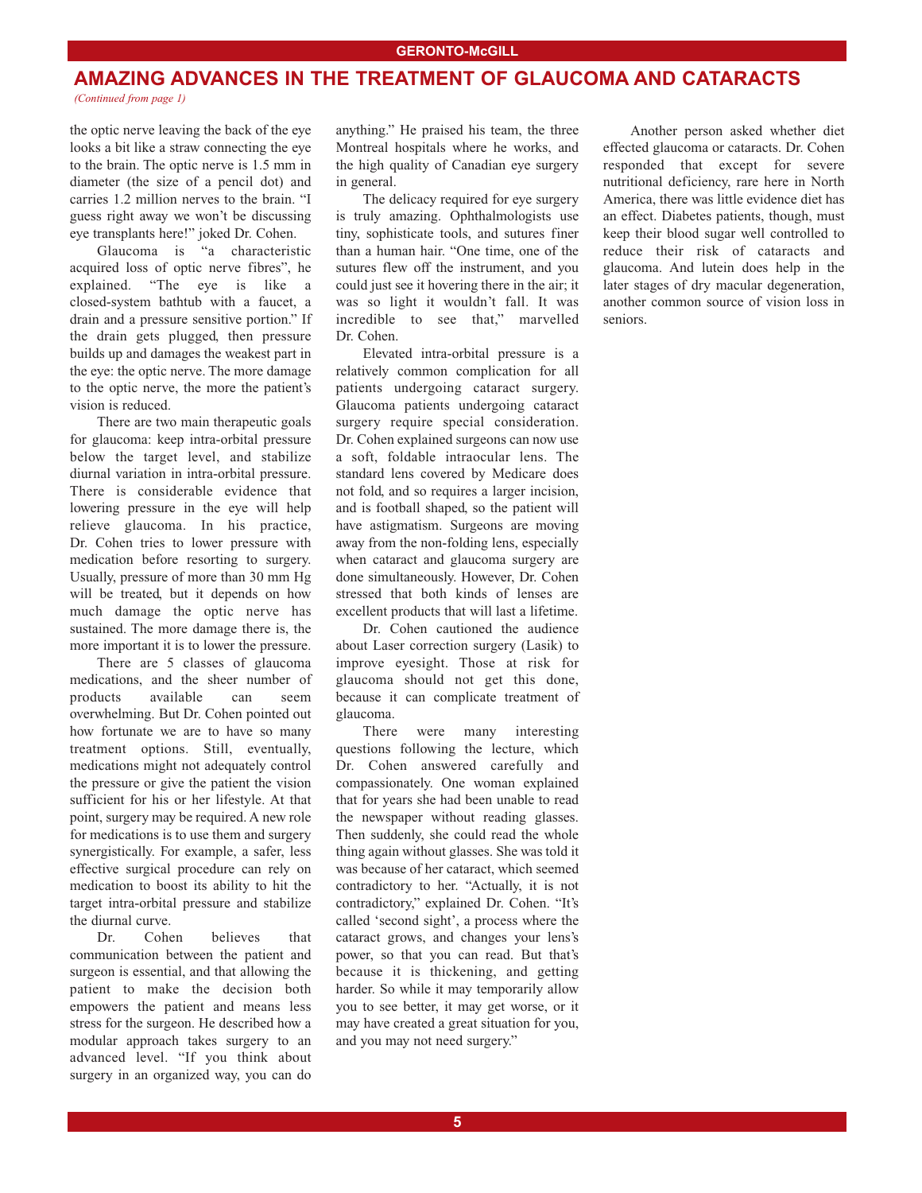# AMAZING ADVANCES IN THE TREATMENT OF GLAUCOMA AND CATARACTS

*(Continued from page 1)*

the optic nerve leaving the back of the eye looks a bit like a straw connecting the eye to the brain. The optic nerve is 1.5 mm in diameter (the size of a pencil dot) and carries 1.2 million nerves to the brain. "I guess right away we won't be discussing eye transplants here!" joked Dr. Cohen.

Glaucoma is "a characteristic acquired loss of optic nerve fibres", he explained. "The eye is like a closed-system bathtub with a faucet, a drain and a pressure sensitive portion." If the drain gets plugged, then pressure builds up and damages the weakest part in the eye: the optic nerve. The more damage to the optic nerve, the more the patient's vision is reduced.

There are two main therapeutic goals for glaucoma: keep intra-orbital pressure below the target level, and stabilize diurnal variation in intra-orbital pressure. There is considerable evidence that lowering pressure in the eye will help relieve glaucoma. In his practice, Dr. Cohen tries to lower pressure with medication before resorting to surgery. Usually, pressure of more than 30 mm Hg will be treated, but it depends on how much damage the optic nerve has sustained. The more damage there is, the more important it is to lower the pressure.

There are 5 classes of glaucoma medications, and the sheer number of products available can seem overwhelming. But Dr. Cohen pointed out how fortunate we are to have so many treatment options. Still, eventually, medications might not adequately control the pressure or give the patient the vision sufficient for his or her lifestyle. At that point, surgery may be required. A new role for medications is to use them and surgery synergistically. For example, a safer, less effective surgical procedure can rely on medication to boost its ability to hit the target intra-orbital pressure and stabilize the diurnal curve.

Dr. Cohen believes that communication between the patient and surgeon is essential, and that allowing the patient to make the decision both empowers the patient and means less stress for the surgeon. He described how a modular approach takes surgery to an advanced level. "If you think about surgery in an organized way, you can do anything." He praised his team, the three Montreal hospitals where he works, and the high quality of Canadian eye surgery in general.

The delicacy required for eye surgery is truly amazing. Ophthalmologists use tiny, sophisticate tools, and sutures finer than a human hair. "One time, one of the sutures flew off the instrument, and you could just see it hovering there in the air; it was so light it wouldn't fall. It was incredible to see that," marvelled Dr. Cohen.

Elevated intra-orbital pressure is a relatively common complication for all patients undergoing cataract surgery. Glaucoma patients undergoing cataract surgery require special consideration. Dr. Cohen explained surgeons can now use a soft, foldable intraocular lens. The standard lens covered by Medicare does not fold, and so requires a larger incision, and is football shaped, so the patient will have astigmatism. Surgeons are moving away from the non-folding lens, especially when cataract and glaucoma surgery are done simultaneously. However, Dr. Cohen stressed that both kinds of lenses are excellent products that will last a lifetime.

Dr. Cohen cautioned the audience about Laser correction surgery (Lasik) to improve eyesight. Those at risk for glaucoma should not get this done, because it can complicate treatment of glaucoma.

There were many interesting questions following the lecture, which Dr. Cohen answered carefully and compassionately. One woman explained that for years she had been unable to read the newspaper without reading glasses. Then suddenly, she could read the whole thing again without glasses. She was told it was because of her cataract, which seemed contradictory to her. "Actually, it is not contradictory," explained Dr. Cohen. "It's called 'second sight', a process where the cataract grows, and changes your lens's power, so that you can read. But that's because it is thickening, and getting harder. So while it may temporarily allow you to see better, it may get worse, or it may have created a great situation for you, and you may not need surgery."

Another person asked whether diet effected glaucoma or cataracts. Dr. Cohen responded that except for severe nutritional deficiency, rare here in North America, there was little evidence diet has an effect. Diabetes patients, though, must keep their blood sugar well controlled to reduce their risk of cataracts and glaucoma. And lutein does help in the later stages of dry macular degeneration, another common source of vision loss in seniors.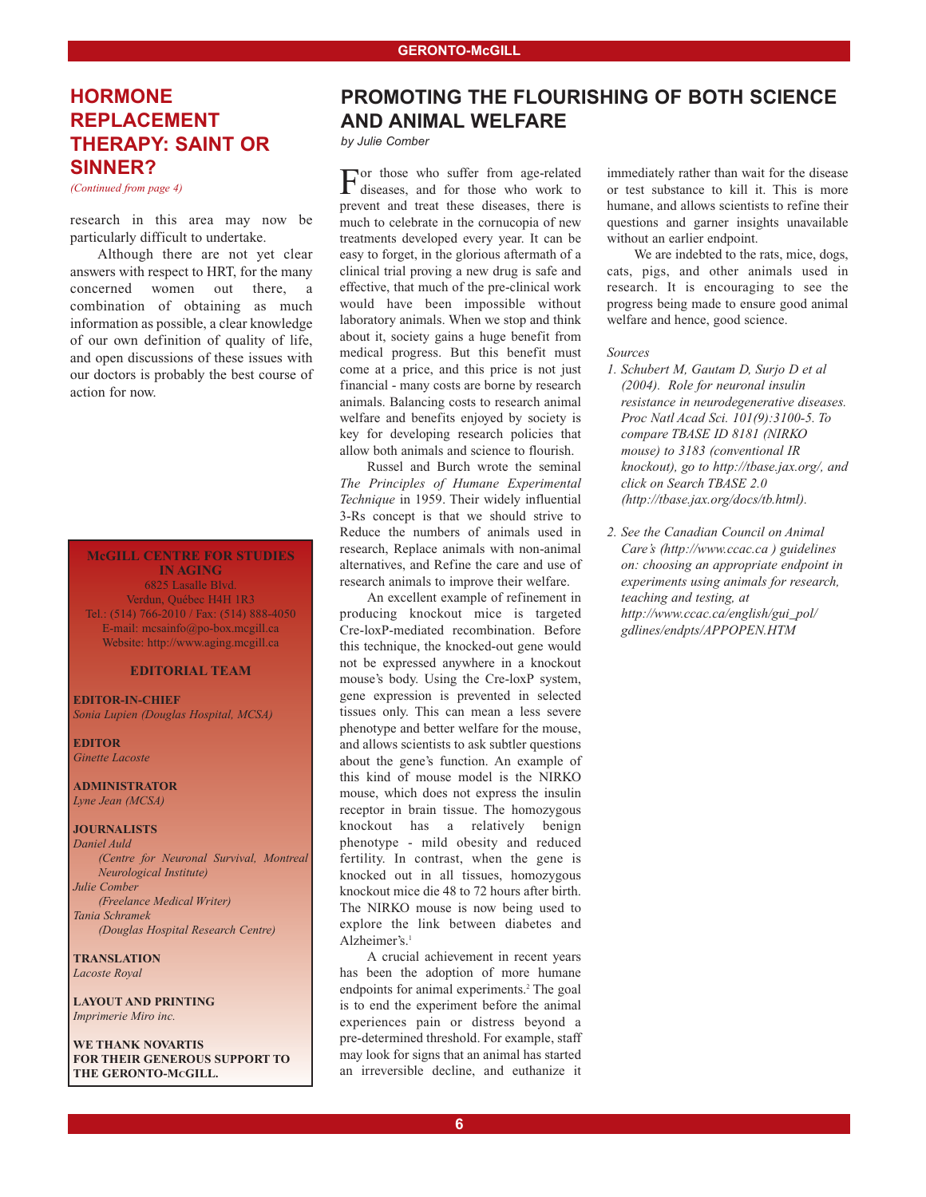## HORMONE REPLACEMENT THERAPY: SAINT OR SINNER?

*(Continued from page 4)*

research in this area may now be particularly difficult to undertake.

Although there are not yet clear answers with respect to HRT, for the many concerned women out there, a combination of obtaining as much information as possible, a clear knowledge of our own definition of quality of life, and open discussions of these issues with our doctors is probably the best course of action for now.

**McGILL CENTRE FOR STUDIES IN AGING**
6825 Lasalle Blvd.
Verdun, Québec H4H 1R3
Tel.: (514) 766-2010 / Fax: (514) 888-4050
E-mail: mcsainfo@po-box.mcgill.ca
Website: http://www.aging.mcgill.ca

**EDITORIAL TEAM**

**EDITOR-IN-CHIEF**
*Sonia Lupien (Douglas Hospital, MCSA)*

**EDITOR**
*Ginette Lacoste*

**ADMINISTRATOR**
*Lyne Jean (MCSA)*

**JOURNALISTS**
*Daniel Auld*
*(Centre for Neuronal Survival, Montreal Neurological Institute)*
*Julie Comber*
*(Freelance Medical Writer)*
*Tania Schramek*
*(Douglas Hospital Research Centre)*

**TRANSLATION**
*Lacoste Royal*

**LAYOUT AND PRINTING**
*Imprimerie Miro inc.*

**WE THANK NOVARTIS FOR THEIR GENEROUS SUPPORT TO THE GERONTO-McGILL.**

## PROMOTING THE FLOURISHING OF BOTH SCIENCE AND ANIMAL WELFARE

*by Julie Comber*

For those who suffer from age-related diseases, and for those who work to prevent and treat these diseases, there is much to celebrate in the cornucopia of new treatments developed every year. It can be easy to forget, in the glorious aftermath of a clinical trial proving a new drug is safe and effective, that much of the pre-clinical work would have been impossible without laboratory animals. When we stop and think about it, society gains a huge benefit from medical progress. But this benefit must come at a price, and this price is not just financial - many costs are borne by research animals. Balancing costs to research animal welfare and benefits enjoyed by society is key for developing research policies that allow both animals and science to flourish.

Russel and Burch wrote the seminal *The Principles of Humane Experimental Technique* in 1959. Their widely influential 3-Rs concept is that we should strive to Reduce the numbers of animals used in research, Replace animals with non-animal alternatives, and Refine the care and use of research animals to improve their welfare.

An excellent example of refinement in producing knockout mice is targeted Cre-loxP-mediated recombination. Before this technique, the knocked-out gene would not be expressed anywhere in a knockout mouse's body. Using the Cre-loxP system, gene expression is prevented in selected tissues only. This can mean a less severe phenotype and better welfare for the mouse, and allows scientists to ask subtler questions about the gene's function. An example of this kind of mouse model is the NIRKO mouse, which does not express the insulin receptor in brain tissue. The homozygous knockout has a relatively benign phenotype - mild obesity and reduced fertility. In contrast, when the gene is knocked out in all tissues, homozygous knockout mice die 48 to 72 hours after birth. The NIRKO mouse is now being used to explore the link between diabetes and Alzheimer's.[1]

A crucial achievement in recent years has been the adoption of more humane endpoints for animal experiments.[2] The goal is to end the experiment before the animal experiences pain or distress beyond a pre-determined threshold. For example, staff may look for signs that an animal has started an irreversible decline, and euthanize it immediately rather than wait for the disease or test substance to kill it. This is more humane, and allows scientists to refine their questions and garner insights unavailable without an earlier endpoint.

We are indebted to the rats, mice, dogs, cats, pigs, and other animals used in research. It is encouraging to see the progress being made to ensure good animal welfare and hence, good science.

*Sources*

1. *Schubert M, Gautam D, Surjo D et al (2004). Role for neuronal insulin resistance in neurodegenerative diseases. Proc Natl Acad Sci. 101(9):3100-5. To compare TBASE ID 8181 (NIRKO mouse) to 3183 (conventional IR knockout), go to http://tbase.jax.org/, and click on Search TBASE 2.0 (http://tbase.jax.org/docs/tb.html).*

2. *See the Canadian Council on Animal Care's (http://www.ccac.ca ) guidelines on: choosing an appropriate endpoint in experiments using animals for research, teaching and testing, at http://www.ccac.ca/english/gui_pol/gdlines/endpts/APPOPEN.HTM*